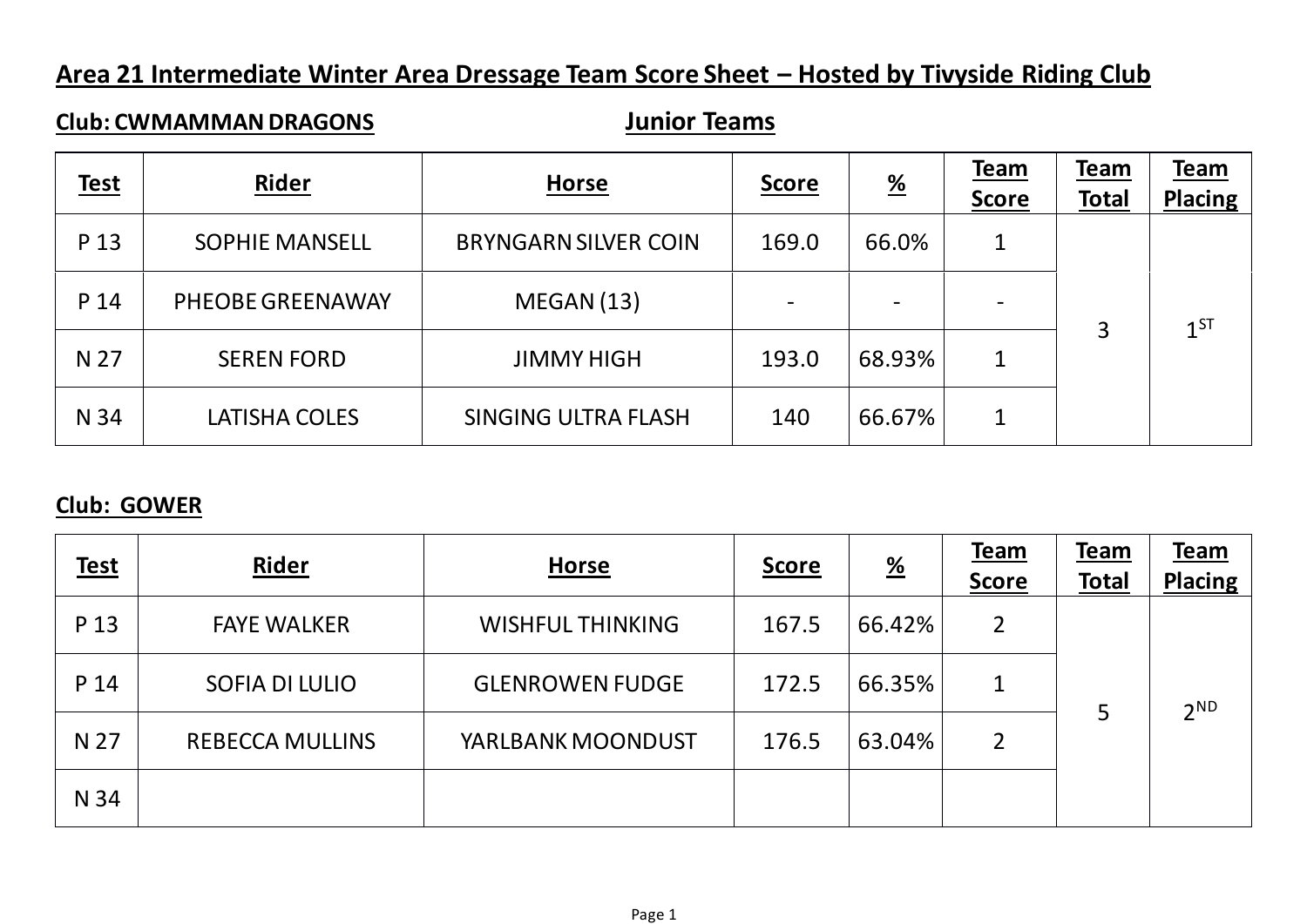# Area 21 Intermediate Winter Area Dressage Team Score Sheet – Hosted by Tivyside Riding Club

**Club: CWMAMMAN DRAGONS** **Junior Teams**

| Test | Rider | Horse | Score | % | Team Score | Team Total | Team Placing |
|---|---|---|---|---|---|---|---|
| P 13 | SOPHIE MANSELL | BRYNGARN SILVER COIN | 169.0 | 66.0% | 1 | 3 | 1ST |
| P 14 | PHEOBE GREENAWAY | MEGAN (13) | - | - | - | | |
| N 27 | SEREN FORD | JIMMY HIGH | 193.0 | 68.93% | 1 | | |
| N 34 | LATISHA COLES | SINGING ULTRA FLASH | 140 | 66.67% | 1 | | |

**Club: GOWER**

| Test | Rider | Horse | Score | % | Team Score | Team Total | Team Placing |
|---|---|---|---|---|---|---|---|
| P 13 | FAYE WALKER | WISHFUL THINKING | 167.5 | 66.42% | 2 | 5 | 2ND |
| P 14 | SOFIA DI LULIO | GLENROWEN FUDGE | 172.5 | 66.35% | 1 | | |
| N 27 | REBECCA MULLINS | YARLBANK MOONDUST | 176.5 | 63.04% | 2 | | |
| N 34 | | | | | | | |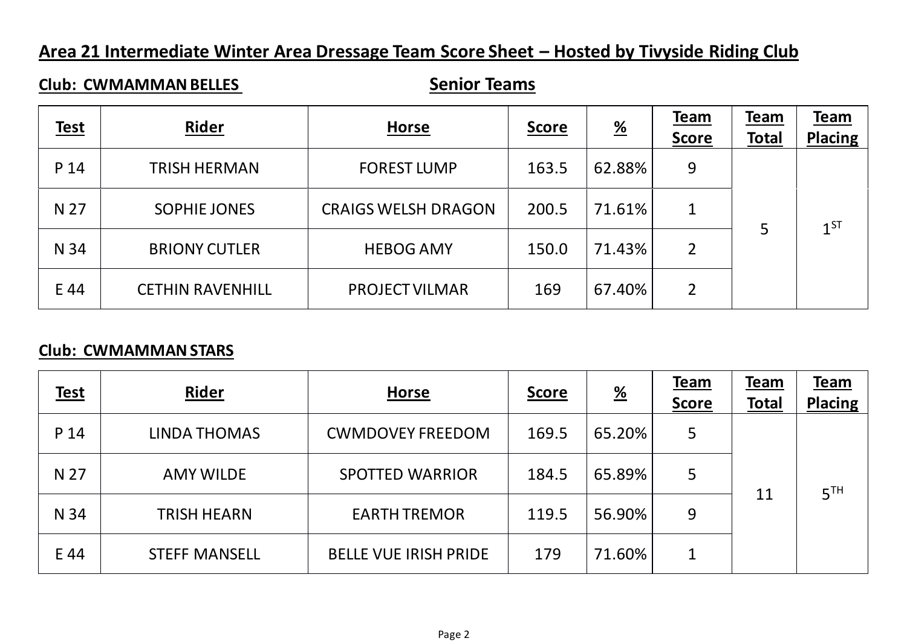## Area 21 Intermediate Winter Area Dressage Team Score Sheet – Hosted by Tivyside Riding Club

**Club: CWMAMMAN BELLES** **Senior Teams**

| Test | Rider | Horse | Score | % | Team Score | Team Total | Team Placing |
|---|---|---|---|---|---|---|---|
| P 14 | TRISH HERMAN | FOREST LUMP | 163.5 | 62.88% | 9 | 5 | 1ST |
| N 27 | SOPHIE JONES | CRAIGS WELSH DRAGON | 200.5 | 71.61% | 1 | | |
| N 34 | BRIONY CUTLER | HEBOG AMY | 150.0 | 71.43% | 2 | | |
| E 44 | CETHIN RAVENHILL | PROJECT VILMAR | 169 | 67.40% | 2 | | |

**Club: CWMAMMAN STARS**

| Test | Rider | Horse | Score | % | Team Score | Team Total | Team Placing |
|---|---|---|---|---|---|---|---|
| P 14 | LINDA THOMAS | CWMDOVEY FREEDOM | 169.5 | 65.20% | 5 | 11 | 5TH |
| N 27 | AMY WILDE | SPOTTED WARRIOR | 184.5 | 65.89% | 5 | | |
| N 34 | TRISH HEARN | EARTH TREMOR | 119.5 | 56.90% | 9 | | |
| E 44 | STEFF MANSELL | BELLE VUE IRISH PRIDE | 179 | 71.60% | 1 | | |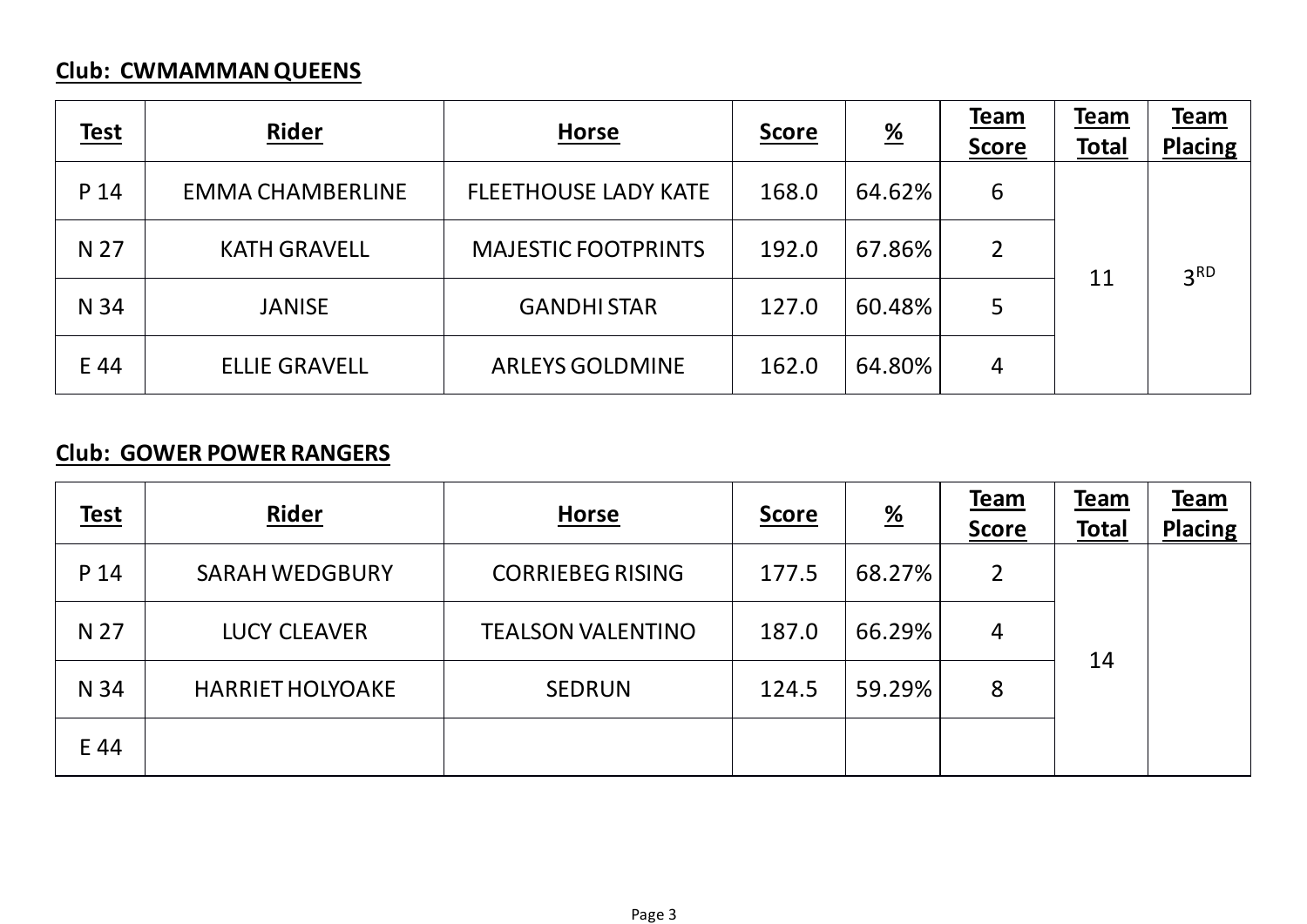**Club: CWMAMMAN QUEENS**

| Test | Rider | Horse | Score | % | Team Score | Team Total | Team Placing |
|---|---|---|---|---|---|---|---|
| P 14 | EMMA CHAMBERLINE | FLEETHOUSE LADY KATE | 168.0 | 64.62% | 6 | 11 | 3RD |
| N 27 | KATH GRAVELL | MAJESTIC FOOTPRINTS | 192.0 | 67.86% | 2 | | |
| N 34 | JANISE | GANDHI STAR | 127.0 | 60.48% | 5 | | |
| E 44 | ELLIE GRAVELL | ARLEYS GOLDMINE | 162.0 | 64.80% | 4 | | |

**Club: GOWER POWER RANGERS**

| Test | Rider | Horse | Score | % | Team Score | Team Total | Team Placing |
|---|---|---|---|---|---|---|---|
| P 14 | SARAH WEDGBURY | CORRIEBEG RISING | 177.5 | 68.27% | 2 | 14 | |
| N 27 | LUCY CLEAVER | TEALSON VALENTINO | 187.0 | 66.29% | 4 | | |
| N 34 | HARRIET HOLYOAKE | SEDRUN | 124.5 | 59.29% | 8 | | |
| E 44 | | | | | | | |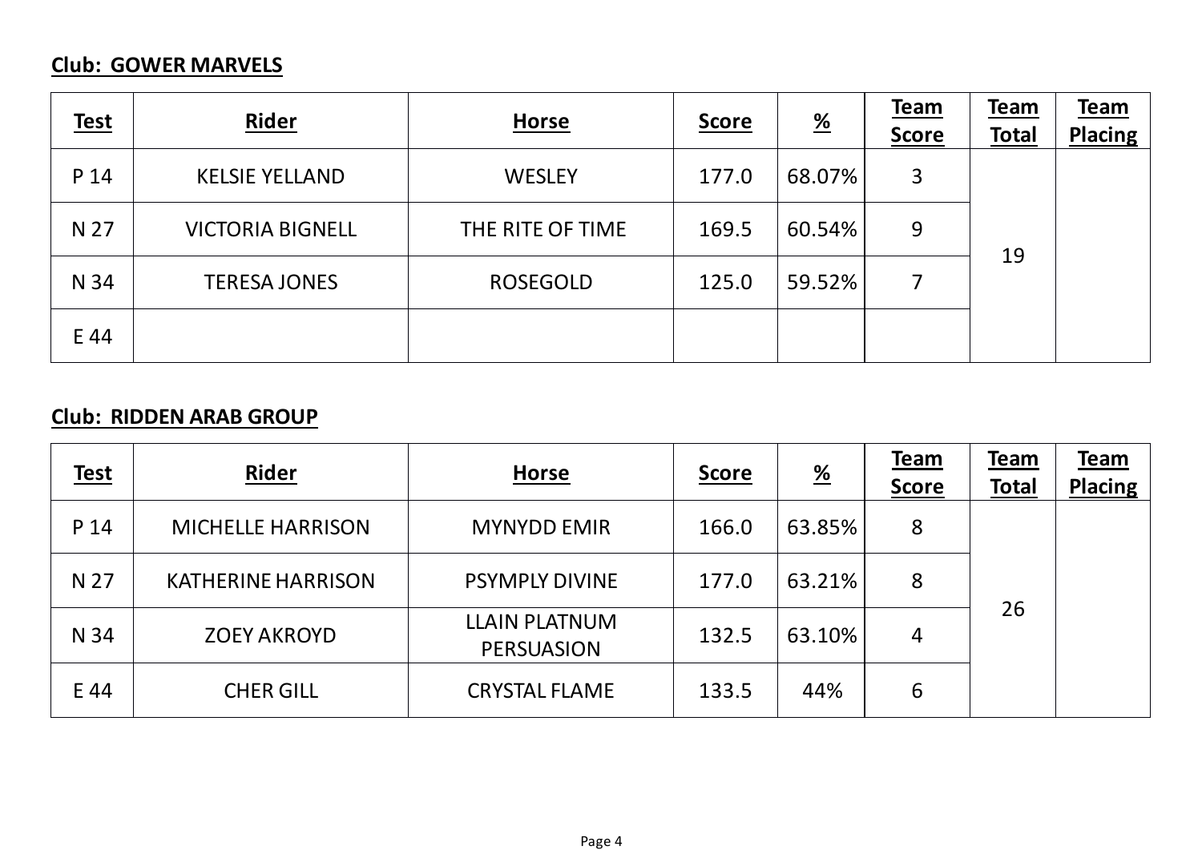**Club: GOWER MARVELS**

| Test | Rider | Horse | Score | % | Team Score | Team Total | Team Placing |
|---|---|---|---|---|---|---|---|
| P 14 | KELSIE YELLAND | WESLEY | 177.0 | 68.07% | 3 | 19 | |
| N 27 | VICTORIA BIGNELL | THE RITE OF TIME | 169.5 | 60.54% | 9 | | |
| N 34 | TERESA JONES | ROSEGOLD | 125.0 | 59.52% | 7 | | |
| E 44 | | | | | | | |

**Club: RIDDEN ARAB GROUP**

| Test | Rider | Horse | Score | % | Team Score | Team Total | Team Placing |
|---|---|---|---|---|---|---|---|
| P 14 | MICHELLE HARRISON | MYNYDD EMIR | 166.0 | 63.85% | 8 | 26 | |
| N 27 | KATHERINE HARRISON | PSYMPLY DIVINE | 177.0 | 63.21% | 8 | | |
| N 34 | ZOEY AKROYD | LLAIN PLATNUM PERSUASION | 132.5 | 63.10% | 4 | | |
| E 44 | CHER GILL | CRYSTAL FLAME | 133.5 | 44% | 6 | | |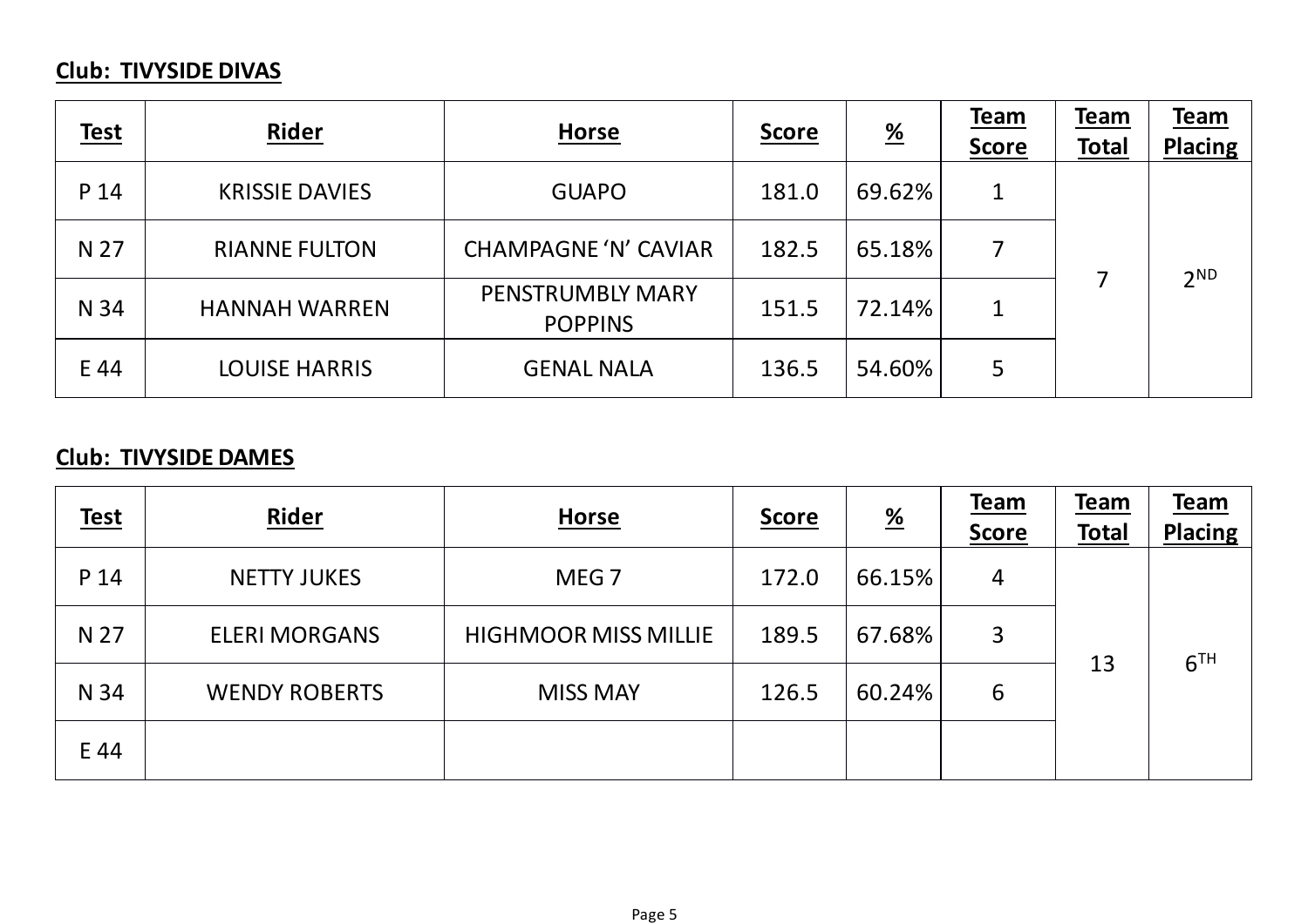**Club: TIVYSIDE DIVAS**

| Test | Rider | Horse | Score | % | Team Score | Team Total | Team Placing |
|---|---|---|---|---|---|---|---|
| P 14 | KRISSIE DAVIES | GUAPO | 181.0 | 69.62% | 1 | 7 | 2ND |
| N 27 | RIANNE FULTON | CHAMPAGNE 'N' CAVIAR | 182.5 | 65.18% | 7 | | |
| N 34 | HANNAH WARREN | PENSTRUMBLY MARY POPPINS | 151.5 | 72.14% | 1 | | |
| E 44 | LOUISE HARRIS | GENAL NALA | 136.5 | 54.60% | 5 | | |

**Club: TIVYSIDE DAMES**

| Test | Rider | Horse | Score | % | Team Score | Team Total | Team Placing |
|---|---|---|---|---|---|---|---|
| P 14 | NETTY JUKES | MEG 7 | 172.0 | 66.15% | 4 | 13 | 6TH |
| N 27 | ELERI MORGANS | HIGHMOOR MISS MILLIE | 189.5 | 67.68% | 3 | | |
| N 34 | WENDY ROBERTS | MISS MAY | 126.5 | 60.24% | 6 | | |
| E 44 | | | | | | | |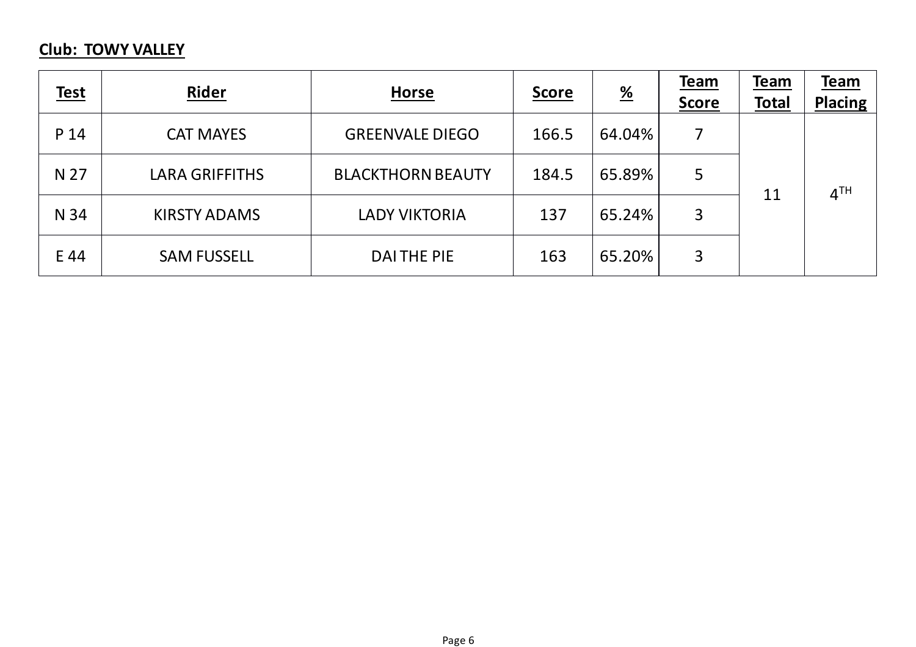**Club: TOWY VALLEY**

| Test | Rider | Horse | Score | % | Team Score | Team Total | Team Placing |
|---|---|---|---|---|---|---|---|
| P 14 | CAT MAYES | GREENVALE DIEGO | 166.5 | 64.04% | 7 | 11 | 4TH |
| N 27 | LARA GRIFFITHS | BLACKTHORN BEAUTY | 184.5 | 65.89% | 5 | | |
| N 34 | KIRSTY ADAMS | LADY VIKTORIA | 137 | 65.24% | 3 | | |
| E 44 | SAM FUSSELL | DAI THE PIE | 163 | 65.20% | 3 | | |